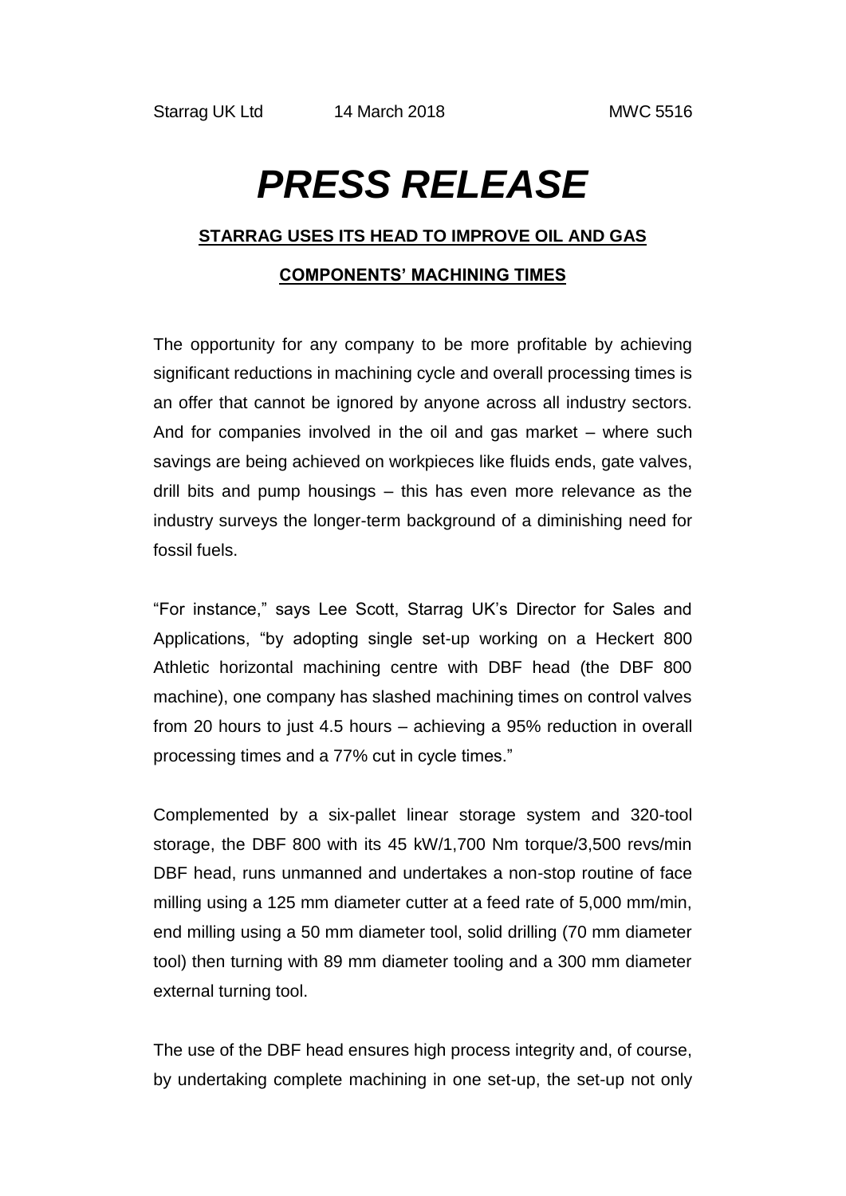Starrag UK Ltd 14 March 2018 MWC 5516

# *PRESS RELEASE*

## STARRAG USES ITS HEAD TO IMPROVE OIL AND GAS COMPONENTS' MACHINING TIMES

The opportunity for any company to be more profitable by achieving significant reductions in machining cycle and overall processing times is an offer that cannot be ignored by anyone across all industry sectors. And for companies involved in the oil and gas market – where such savings are being achieved on workpieces like fluids ends, gate valves, drill bits and pump housings – this has even more relevance as the industry surveys the longer-term background of a diminishing need for fossil fuels.

"For instance," says Lee Scott, Starrag UK's Director for Sales and Applications, "by adopting single set-up working on a Heckert 800 Athletic horizontal machining centre with DBF head (the DBF 800 machine), one company has slashed machining times on control valves from 20 hours to just 4.5 hours – achieving a 95% reduction in overall processing times and a 77% cut in cycle times."

Complemented by a six-pallet linear storage system and 320-tool storage, the DBF 800 with its 45 kW/1,700 Nm torque/3,500 revs/min DBF head, runs unmanned and undertakes a non-stop routine of face milling using a 125 mm diameter cutter at a feed rate of 5,000 mm/min, end milling using a 50 mm diameter tool, solid drilling (70 mm diameter tool) then turning with 89 mm diameter tooling and a 300 mm diameter external turning tool.

The use of the DBF head ensures high process integrity and, of course, by undertaking complete machining in one set-up, the set-up not only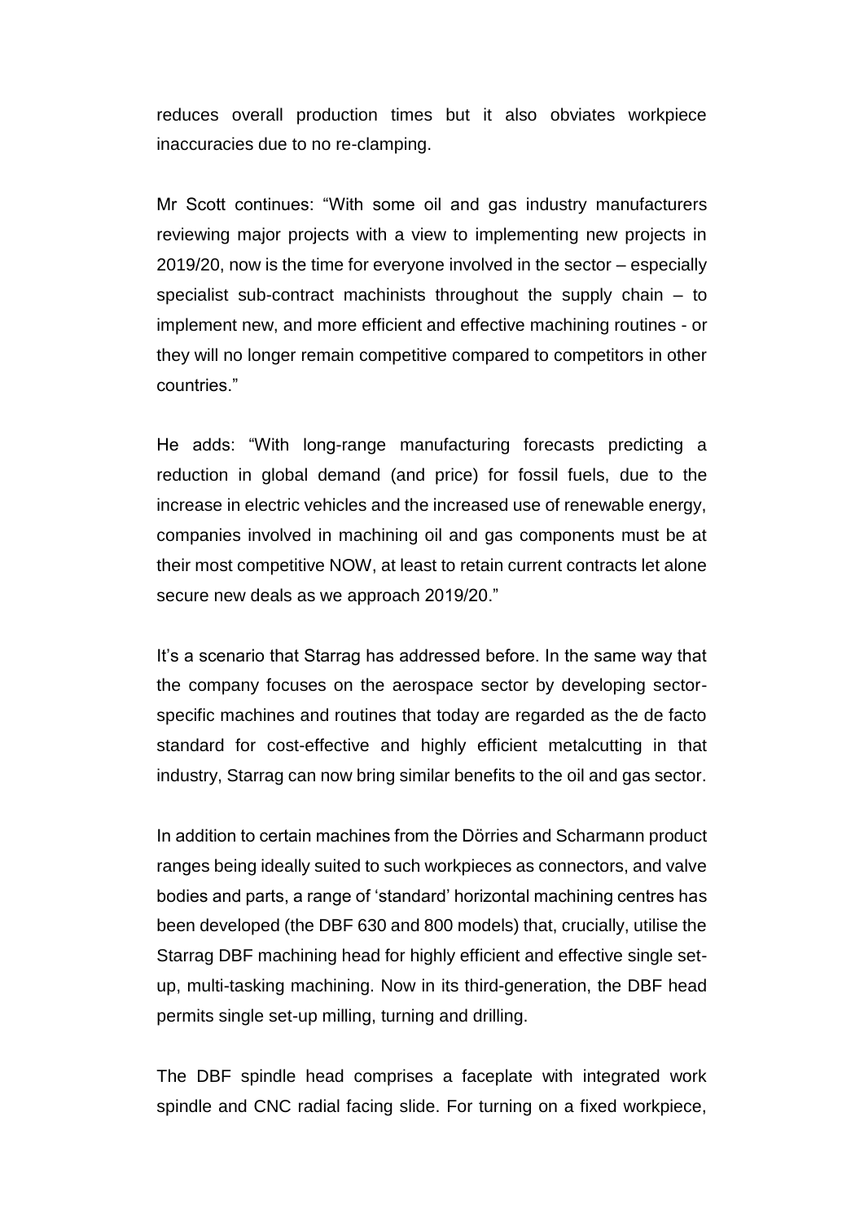reduces overall production times but it also obviates workpiece inaccuracies due to no re-clamping.

Mr Scott continues: "With some oil and gas industry manufacturers reviewing major projects with a view to implementing new projects in 2019/20, now is the time for everyone involved in the sector – especially specialist sub-contract machinists throughout the supply chain – to implement new, and more efficient and effective machining routines - or they will no longer remain competitive compared to competitors in other countries."

He adds: "With long-range manufacturing forecasts predicting a reduction in global demand (and price) for fossil fuels, due to the increase in electric vehicles and the increased use of renewable energy, companies involved in machining oil and gas components must be at their most competitive NOW, at least to retain current contracts let alone secure new deals as we approach 2019/20."

It's a scenario that Starrag has addressed before. In the same way that the company focuses on the aerospace sector by developing sector-specific machines and routines that today are regarded as the de facto standard for cost-effective and highly efficient metalcutting in that industry, Starrag can now bring similar benefits to the oil and gas sector.

In addition to certain machines from the Dörries and Scharmann product ranges being ideally suited to such workpieces as connectors, and valve bodies and parts, a range of 'standard' horizontal machining centres has been developed (the DBF 630 and 800 models) that, crucially, utilise the Starrag DBF machining head for highly efficient and effective single set-up, multi-tasking machining. Now in its third-generation, the DBF head permits single set-up milling, turning and drilling.

The DBF spindle head comprises a faceplate with integrated work spindle and CNC radial facing slide. For turning on a fixed workpiece,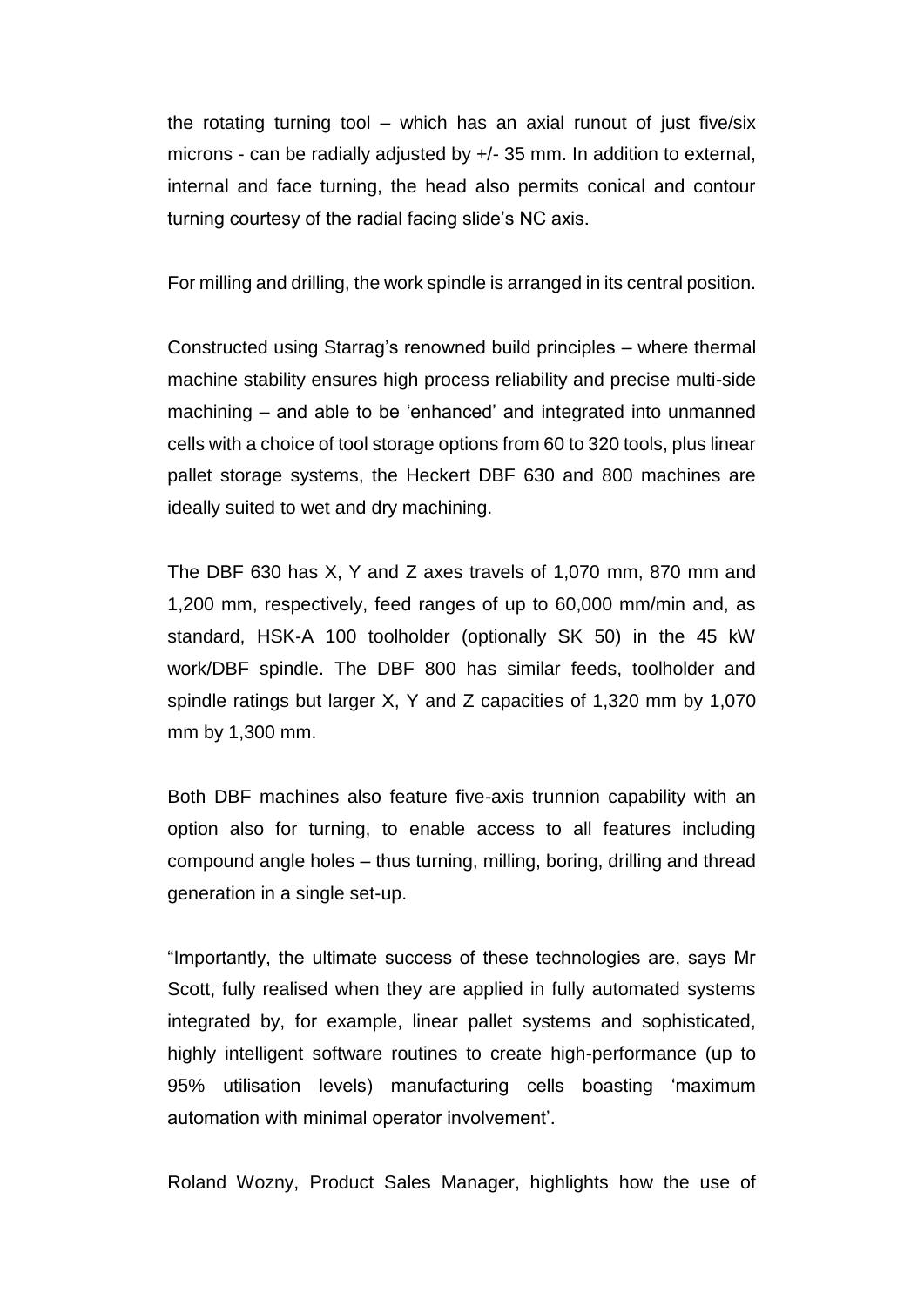the rotating turning tool – which has an axial runout of just five/six microns - can be radially adjusted by +/- 35 mm. In addition to external, internal and face turning, the head also permits conical and contour turning courtesy of the radial facing slide's NC axis.

For milling and drilling, the work spindle is arranged in its central position.

Constructed using Starrag's renowned build principles – where thermal machine stability ensures high process reliability and precise multi-side machining – and able to be 'enhanced' and integrated into unmanned cells with a choice of tool storage options from 60 to 320 tools, plus linear pallet storage systems, the Heckert DBF 630 and 800 machines are ideally suited to wet and dry machining.

The DBF 630 has X, Y and Z axes travels of 1,070 mm, 870 mm and 1,200 mm, respectively, feed ranges of up to 60,000 mm/min and, as standard, HSK-A 100 toolholder (optionally SK 50) in the 45 kW work/DBF spindle. The DBF 800 has similar feeds, toolholder and spindle ratings but larger X, Y and Z capacities of 1,320 mm by 1,070 mm by 1,300 mm.

Both DBF machines also feature five-axis trunnion capability with an option also for turning, to enable access to all features including compound angle holes – thus turning, milling, boring, drilling and thread generation in a single set-up.

"Importantly, the ultimate success of these technologies are, says Mr Scott, fully realised when they are applied in fully automated systems integrated by, for example, linear pallet systems and sophisticated, highly intelligent software routines to create high-performance (up to 95% utilisation levels) manufacturing cells boasting 'maximum automation with minimal operator involvement'.

Roland Wozny, Product Sales Manager, highlights how the use of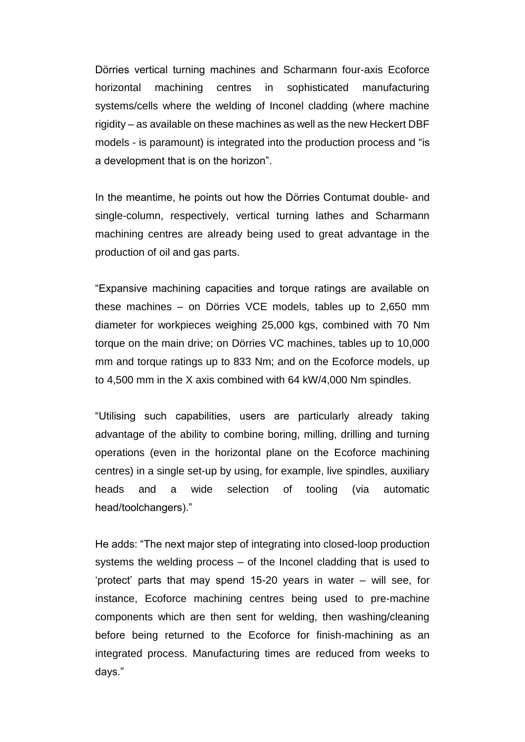Dörries vertical turning machines and Scharmann four-axis Ecoforce horizontal machining centres in sophisticated manufacturing systems/cells where the welding of Inconel cladding (where machine rigidity – as available on these machines as well as the new Heckert DBF models - is paramount) is integrated into the production process and "is a development that is on the horizon".

In the meantime, he points out how the Dörries Contumat double- and single-column, respectively, vertical turning lathes and Scharmann machining centres are already being used to great advantage in the production of oil and gas parts.

"Expansive machining capacities and torque ratings are available on these machines – on Dörries VCE models, tables up to 2,650 mm diameter for workpieces weighing 25,000 kgs, combined with 70 Nm torque on the main drive; on Dörries VC machines, tables up to 10,000 mm and torque ratings up to 833 Nm; and on the Ecoforce models, up to 4,500 mm in the X axis combined with 64 kW/4,000 Nm spindles.

"Utilising such capabilities, users are particularly already taking advantage of the ability to combine boring, milling, drilling and turning operations (even in the horizontal plane on the Ecoforce machining centres) in a single set-up by using, for example, live spindles, auxiliary heads and a wide selection of tooling (via automatic head/toolchangers)."

He adds: "The next major step of integrating into closed-loop production systems the welding process – of the Inconel cladding that is used to 'protect' parts that may spend 15-20 years in water – will see, for instance, Ecoforce machining centres being used to pre-machine components which are then sent for welding, then washing/cleaning before being returned to the Ecoforce for finish-machining as an integrated process. Manufacturing times are reduced from weeks to days."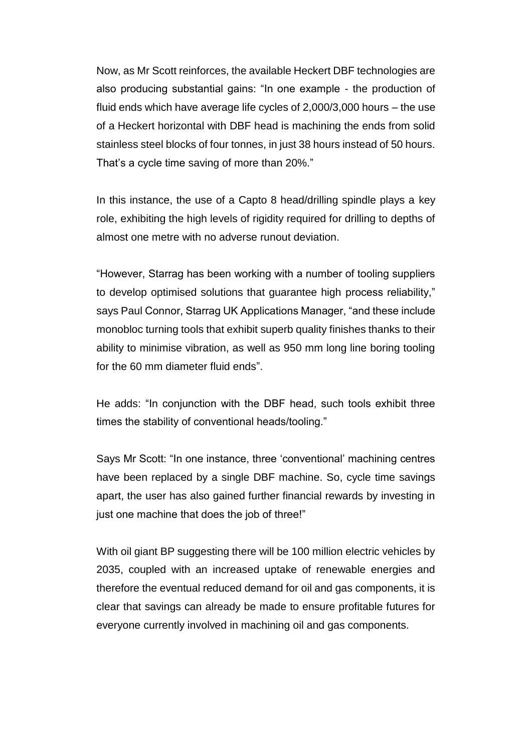Now, as Mr Scott reinforces, the available Heckert DBF technologies are also producing substantial gains: "In one example - the production of fluid ends which have average life cycles of 2,000/3,000 hours – the use of a Heckert horizontal with DBF head is machining the ends from solid stainless steel blocks of four tonnes, in just 38 hours instead of 50 hours. That's a cycle time saving of more than 20%."

In this instance, the use of a Capto 8 head/drilling spindle plays a key role, exhibiting the high levels of rigidity required for drilling to depths of almost one metre with no adverse runout deviation.

"However, Starrag has been working with a number of tooling suppliers to develop optimised solutions that guarantee high process reliability," says Paul Connor, Starrag UK Applications Manager, "and these include monobloc turning tools that exhibit superb quality finishes thanks to their ability to minimise vibration, as well as 950 mm long line boring tooling for the 60 mm diameter fluid ends".

He adds: "In conjunction with the DBF head, such tools exhibit three times the stability of conventional heads/tooling."

Says Mr Scott: "In one instance, three 'conventional' machining centres have been replaced by a single DBF machine. So, cycle time savings apart, the user has also gained further financial rewards by investing in just one machine that does the job of three!"

With oil giant BP suggesting there will be 100 million electric vehicles by 2035, coupled with an increased uptake of renewable energies and therefore the eventual reduced demand for oil and gas components, it is clear that savings can already be made to ensure profitable futures for everyone currently involved in machining oil and gas components.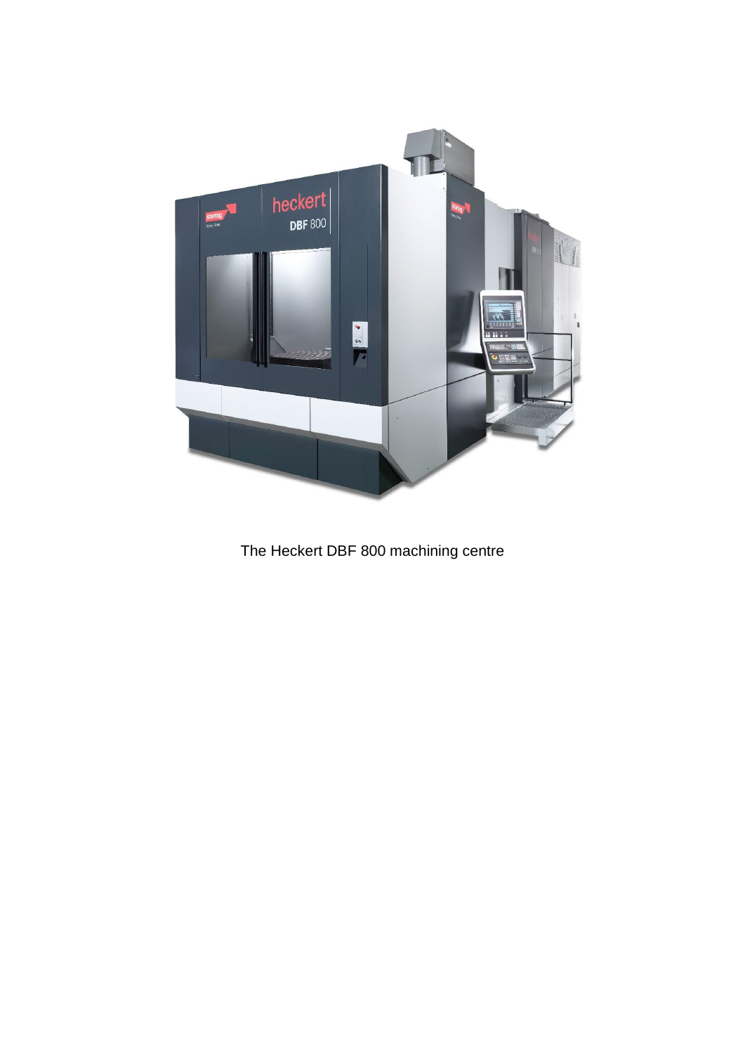The Heckert DBF 800 machining centre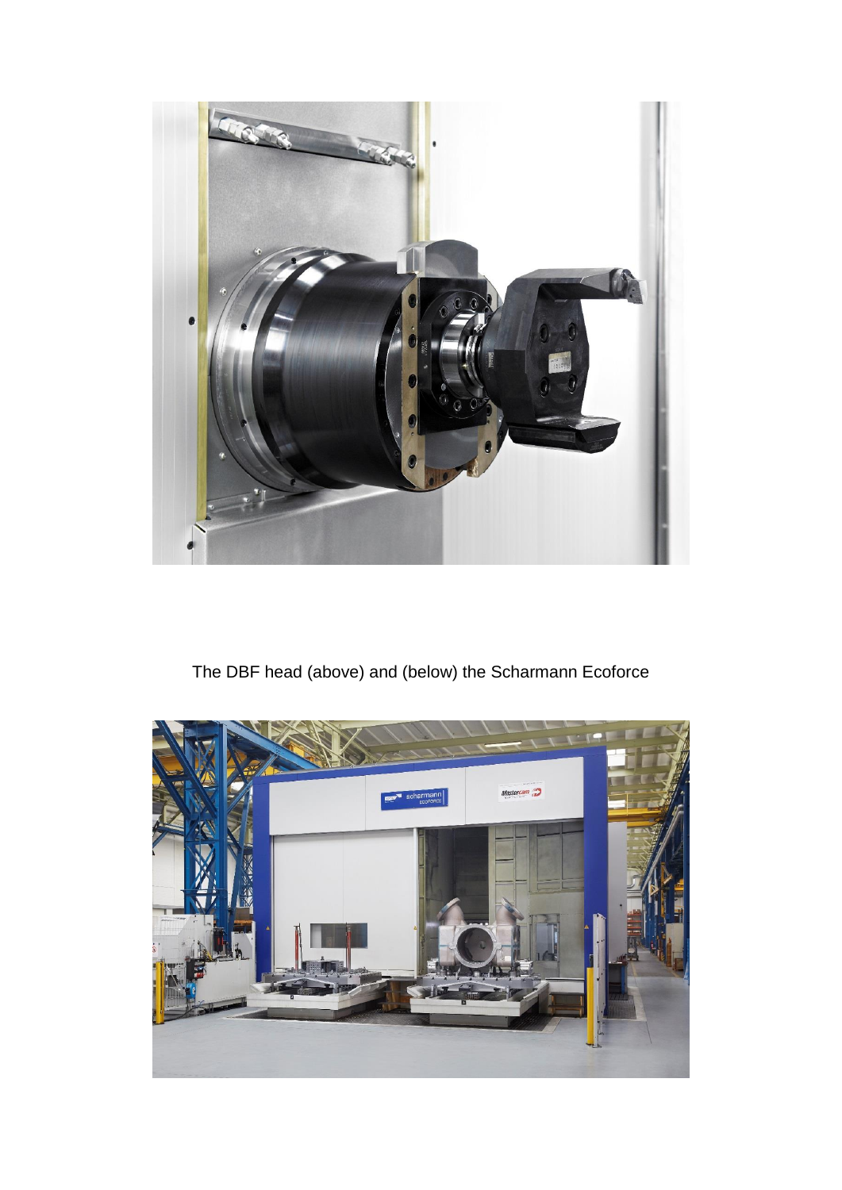The DBF head (above) and (below) the Scharmann Ecoforce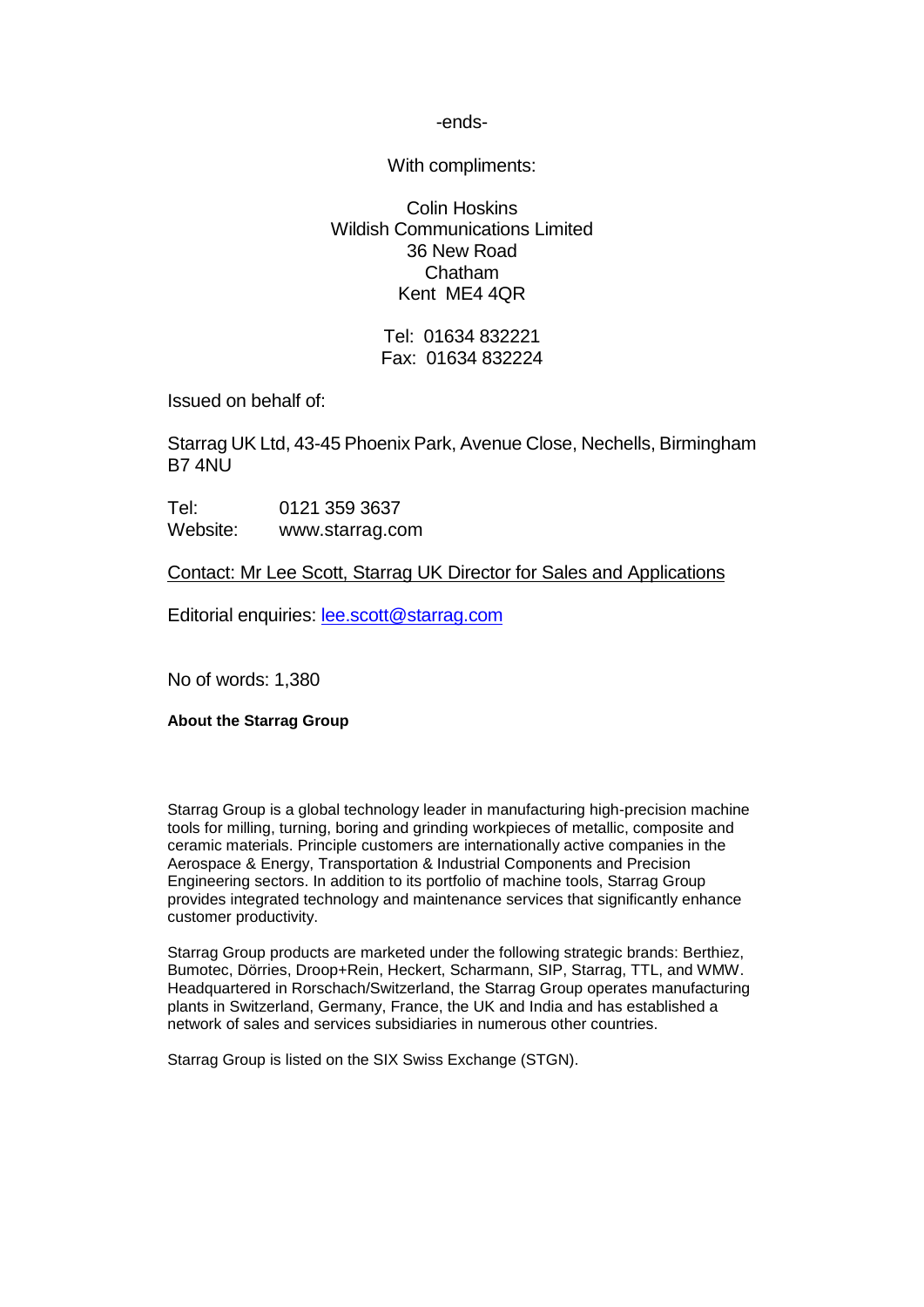-ends-

With compliments:

Colin Hoskins
Wildish Communications Limited
36 New Road
Chatham
Kent ME4 4QR

Tel: 01634 832221
Fax: 01634 832224

Issued on behalf of:

Starrag UK Ltd, 43-45 Phoenix Park, Avenue Close, Nechells, Birmingham B7 4NU

Tel: 0121 359 3637
Website: www.starrag.com

Contact: Mr Lee Scott, Starrag UK Director for Sales and Applications

Editorial enquiries: lee.scott@starrag.com

No of words: 1,380

**About the Starrag Group**

Starrag Group is a global technology leader in manufacturing high-precision machine tools for milling, turning, boring and grinding workpieces of metallic, composite and ceramic materials. Principle customers are internationally active companies in the Aerospace & Energy, Transportation & Industrial Components and Precision Engineering sectors. In addition to its portfolio of machine tools, Starrag Group provides integrated technology and maintenance services that significantly enhance customer productivity.

Starrag Group products are marketed under the following strategic brands: Berthiez, Bumotec, Dörries, Droop+Rein, Heckert, Scharmann, SIP, Starrag, TTL, and WMW. Headquartered in Rorschach/Switzerland, the Starrag Group operates manufacturing plants in Switzerland, Germany, France, the UK and India and has established a network of sales and services subsidiaries in numerous other countries.

Starrag Group is listed on the SIX Swiss Exchange (STGN).